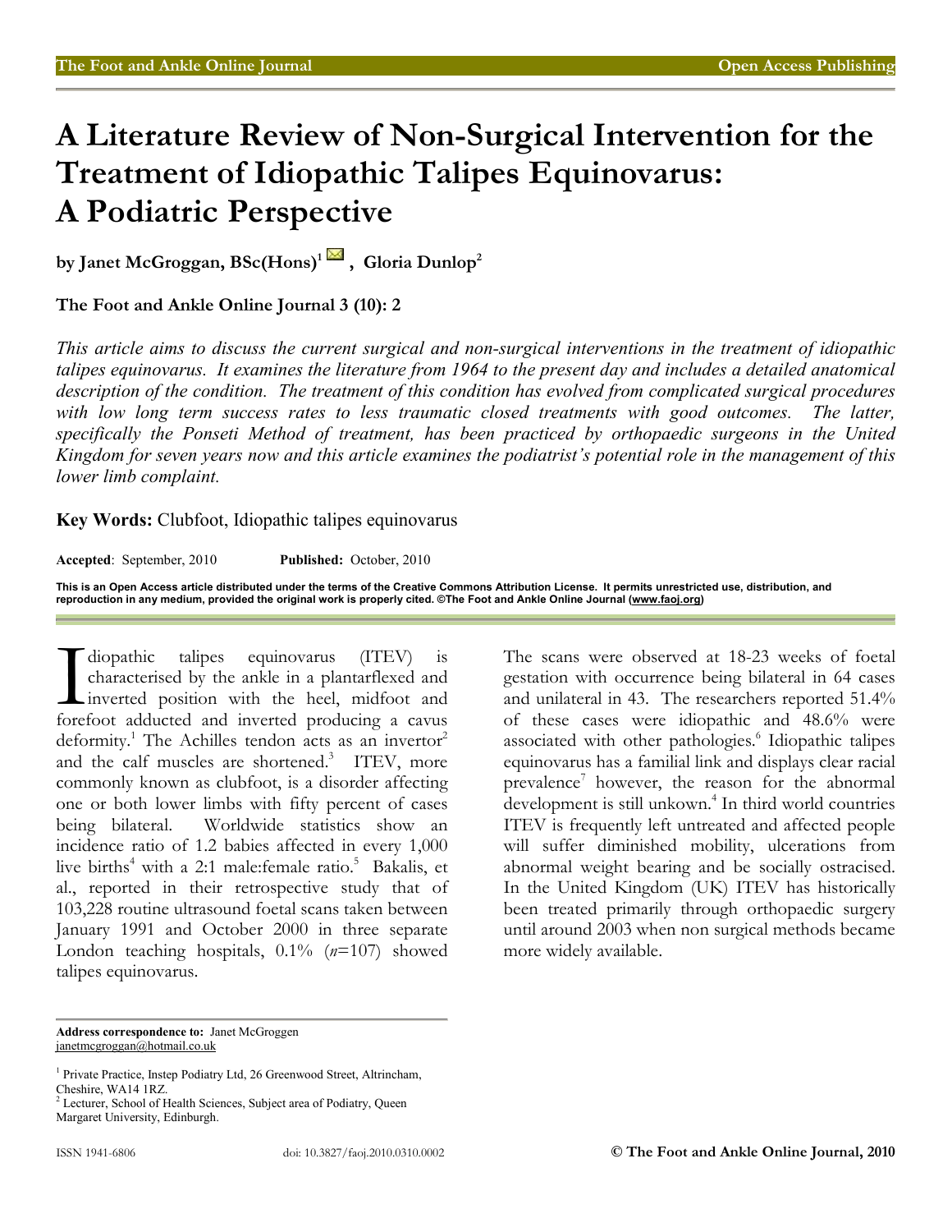# A Literature Review of Non-Surgical Intervention for the Treatment of Idiopathic Talipes Equinovarus: A Podiatric Perspective

**by Janet McGroggan, BSc(Hons)[1], Gloria Dunlop[2]**

**The Foot and Ankle Online Journal 3 (10): 2**

*This article aims to discuss the current surgical and non-surgical interventions in the treatment of idiopathic talipes equinovarus. It examines the literature from 1964 to the present day and includes a detailed anatomical description of the condition. The treatment of this condition has evolved from complicated surgical procedures with low long term success rates to less traumatic closed treatments with good outcomes. The latter, specifically the Ponseti Method of treatment, has been practiced by orthopaedic surgeons in the United Kingdom for seven years now and this article examines the podiatrist's potential role in the management of this lower limb complaint.*

**Key Words:** Clubfoot, Idiopathic talipes equinovarus

**Accepted**: September, 2010 **Published:** October, 2010

**This is an Open Access article distributed under the terms of the Creative Commons Attribution License. It permits unrestricted use, distribution, and reproduction in any medium, provided the original work is properly cited. ©The Foot and Ankle Online Journal (www.faoj.org)**

Idiopathic talipes equinovarus (ITEV) is characterised by the ankle in a plantarflexed and inverted position with the heel, midfoot and forefoot adducted and inverted producing a cavus deformity.[1] The Achilles tendon acts as an invertor[2] and the calf muscles are shortened.[3] ITEV, more commonly known as clubfoot, is a disorder affecting one or both lower limbs with fifty percent of cases being bilateral. Worldwide statistics show an incidence ratio of 1.2 babies affected in every 1,000 live births[4] with a 2:1 male:female ratio.[5] Bakalis, et al., reported in their retrospective study that of 103,228 routine ultrasound foetal scans taken between January 1991 and October 2000 in three separate London teaching hospitals, 0.1% (*n*=107) showed talipes equinovarus.

The scans were observed at 18-23 weeks of foetal gestation with occurrence being bilateral in 64 cases and unilateral in 43. The researchers reported 51.4% of these cases were idiopathic and 48.6% were associated with other pathologies.[6] Idiopathic talipes equinovarus has a familial link and displays clear racial prevalence[7] however, the reason for the abnormal development is still unkown.[4] In third world countries ITEV is frequently left untreated and affected people will suffer diminished mobility, ulcerations from abnormal weight bearing and be socially ostracised. In the United Kingdom (UK) ITEV has historically been treated primarily through orthopaedic surgery until around 2003 when non surgical methods became more widely available.

**Address correspondence to:** Janet McGroggen
janetmcgroggan@hotmail.co.uk

[1] Private Practice, Instep Podiatry Ltd, 26 Greenwood Street, Altrincham, Cheshire, WA14 1RZ.
[2] Lecturer, School of Health Sciences, Subject area of Podiatry, Queen Margaret University, Edinburgh.

ISSN 1941-6806 doi: 10.3827/faoj.2010.0310.0002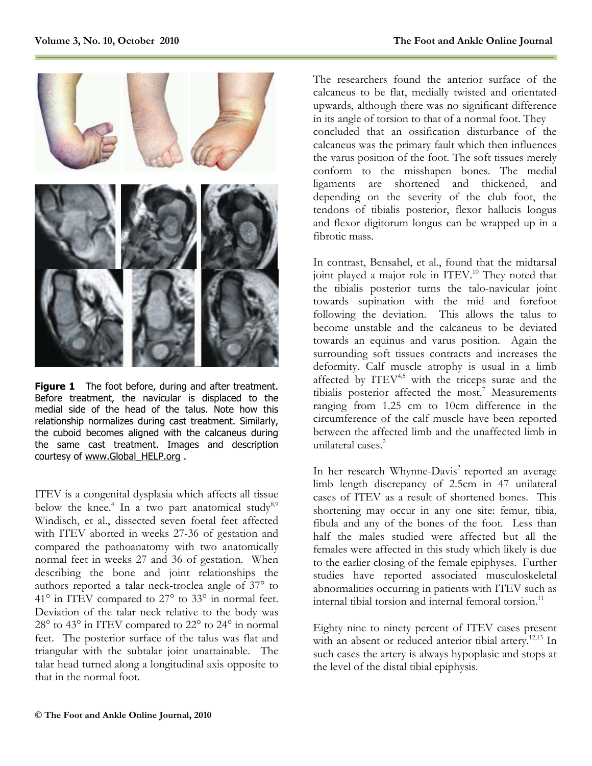**Figure 1** The foot before, during and after treatment. Before treatment, the navicular is displaced to the medial side of the head of the talus. Note how this relationship normalizes during cast treatment. Similarly, the cuboid becomes aligned with the calcaneus during the same cast treatment. Images and description courtesy of www.Global_HELP.org .

ITEV is a congenital dysplasia which affects all tissue below the knee.[4] In a two part anatomical study[8,9] Windisch, et al., dissected seven foetal feet affected with ITEV aborted in weeks 27-36 of gestation and compared the pathoanatomy with two anatomically normal feet in weeks 27 and 36 of gestation. When describing the bone and joint relationships the authors reported a talar neck-troclea angle of 37° to 41° in ITEV compared to 27° to 33° in normal feet. Deviation of the talar neck relative to the body was 28° to 43° in ITEV compared to 22° to 24° in normal feet. The posterior surface of the talus was flat and triangular with the subtalar joint unattainable. The talar head turned along a longitudinal axis opposite to that in the normal foot.

The researchers found the anterior surface of the calcaneus to be flat, medially twisted and orientated upwards, although there was no significant difference in its angle of torsion to that of a normal foot. They concluded that an ossification disturbance of the calcaneus was the primary fault which then influences the varus position of the foot. The soft tissues merely conform to the misshapen bones. The medial ligaments are shortened and thickened, and depending on the severity of the club foot, the tendons of tibialis posterior, flexor hallucis longus and flexor digitorum longus can be wrapped up in a fibrotic mass.

In contrast, Bensahel, et al., found that the midtarsal joint played a major role in ITEV.[10] They noted that the tibialis posterior turns the talo-navicular joint towards supination with the mid and forefoot following the deviation. This allows the talus to become unstable and the calcaneus to be deviated towards an equinus and varus position. Again the surrounding soft tissues contracts and increases the deformity. Calf muscle atrophy is usual in a limb affected by ITEV[4,5] with the triceps surae and the tibialis posterior affected the most.[7] Measurements ranging from 1.25 cm to 10cm difference in the circumference of the calf muscle have been reported between the affected limb and the unaffected limb in unilateral cases.[2]

In her research Whynne-Davis[2] reported an average limb length discrepancy of 2.5cm in 47 unilateral cases of ITEV as a result of shortened bones. This shortening may occur in any one site: femur, tibia, fibula and any of the bones of the foot. Less than half the males studied were affected but all the females were affected in this study which likely is due to the earlier closing of the female epiphyses. Further studies have reported associated musculoskeletal abnormalities occurring in patients with ITEV such as internal tibial torsion and internal femoral torsion.[11]

Eighty nine to ninety percent of ITEV cases present with an absent or reduced anterior tibial artery.[12,13] In such cases the artery is always hypoplasic and stops at the level of the distal tibial epiphysis.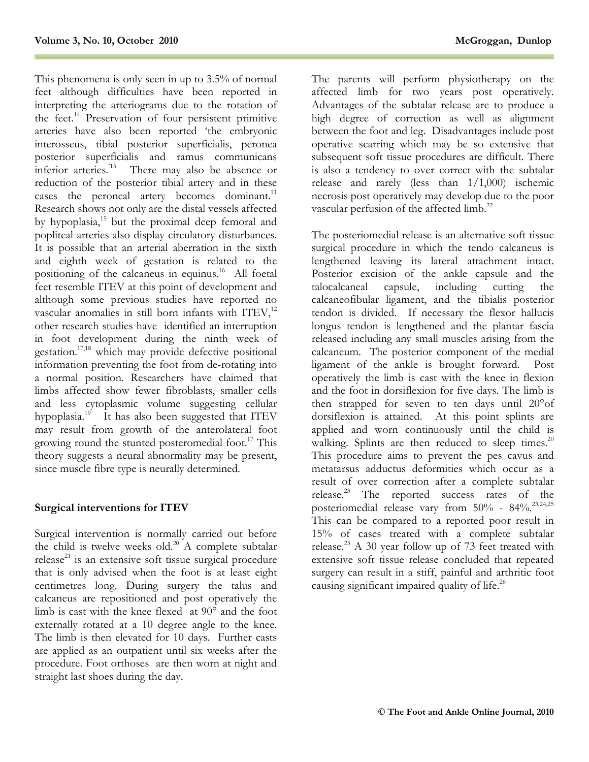This phenomena is only seen in up to 3.5% of normal feet although difficulties have been reported in interpreting the arteriograms due to the rotation of the feet.[14] Preservation of four persistent primitive arteries have also been reported 'the embryonic interosseus, tibial posterior superficialis, peronea posterior superficialis and ramus communicans inferior arteries.'[13] There may also be absence or reduction of the posterior tibial artery and in these cases the peroneal artery becomes dominant.[11] Research shows not only are the distal vessels affected by hypoplasia,[15] but the proximal deep femoral and popliteal arteries also display circulatory disturbances. It is possible that an arterial aberration in the sixth and eighth week of gestation is related to the positioning of the calcaneus in equinus.[16] All foetal feet resemble ITEV at this point of development and although some previous studies have reported no vascular anomalies in still born infants with ITEV,[12] other research studies have identified an interruption in foot development during the ninth week of gestation.[17,18] which may provide defective positional information preventing the foot from de-rotating into a normal position. Researchers have claimed that limbs affected show fewer fibroblasts, smaller cells and less cytoplasmic volume suggesting cellular hypoplasia.[19] It has also been suggested that ITEV may result from growth of the anterolateral foot growing round the stunted posteromedial foot.[17] This theory suggests a neural abnormality may be present, since muscle fibre type is neurally determined.

**Surgical interventions for ITEV**

Surgical intervention is normally carried out before the child is twelve weeks old.[20] A complete subtalar release[21] is an extensive soft tissue surgical procedure that is only advised when the foot is at least eight centimetres long. During surgery the talus and calcaneus are repositioned and post operatively the limb is cast with the knee flexed at 90° and the foot externally rotated at a 10 degree angle to the knee. The limb is then elevated for 10 days. Further casts are applied as an outpatient until six weeks after the procedure. Foot orthoses are then worn at night and straight last shoes during the day.

The parents will perform physiotherapy on the affected limb for two years post operatively. Advantages of the subtalar release are to produce a high degree of correction as well as alignment between the foot and leg. Disadvantages include post operative scarring which may be so extensive that subsequent soft tissue procedures are difficult. There is also a tendency to over correct with the subtalar release and rarely (less than 1/1,000) ischemic necrosis post operatively may develop due to the poor vascular perfusion of the affected limb.[22]

The posteriomedial release is an alternative soft tissue surgical procedure in which the tendo calcaneus is lengthened leaving its lateral attachment intact. Posterior excision of the ankle capsule and the talocalcaneal capsule, including cutting the calcaneofibular ligament, and the tibialis posterior tendon is divided. If necessary the flexor hallucis longus tendon is lengthened and the plantar fascia released including any small muscles arising from the calcaneum. The posterior component of the medial ligament of the ankle is brought forward. Post operatively the limb is cast with the knee in flexion and the foot in dorsiflexion for five days. The limb is then strapped for seven to ten days until 20°of dorsiflexion is attained. At this point splints are applied and worn continuously until the child is walking. Splints are then reduced to sleep times.[20] This procedure aims to prevent the pes cavus and metatarsus adductus deformities which occur as a result of over correction after a complete subtalar release.[23] The reported success rates of the posteriomedial release vary from 50% - 84%.[23,24,25] This can be compared to a reported poor result in 15% of cases treated with a complete subtalar release.[23] A 30 year follow up of 73 feet treated with extensive soft tissue release concluded that repeated surgery can result in a stiff, painful and arthritic foot causing significant impaired quality of life.[26]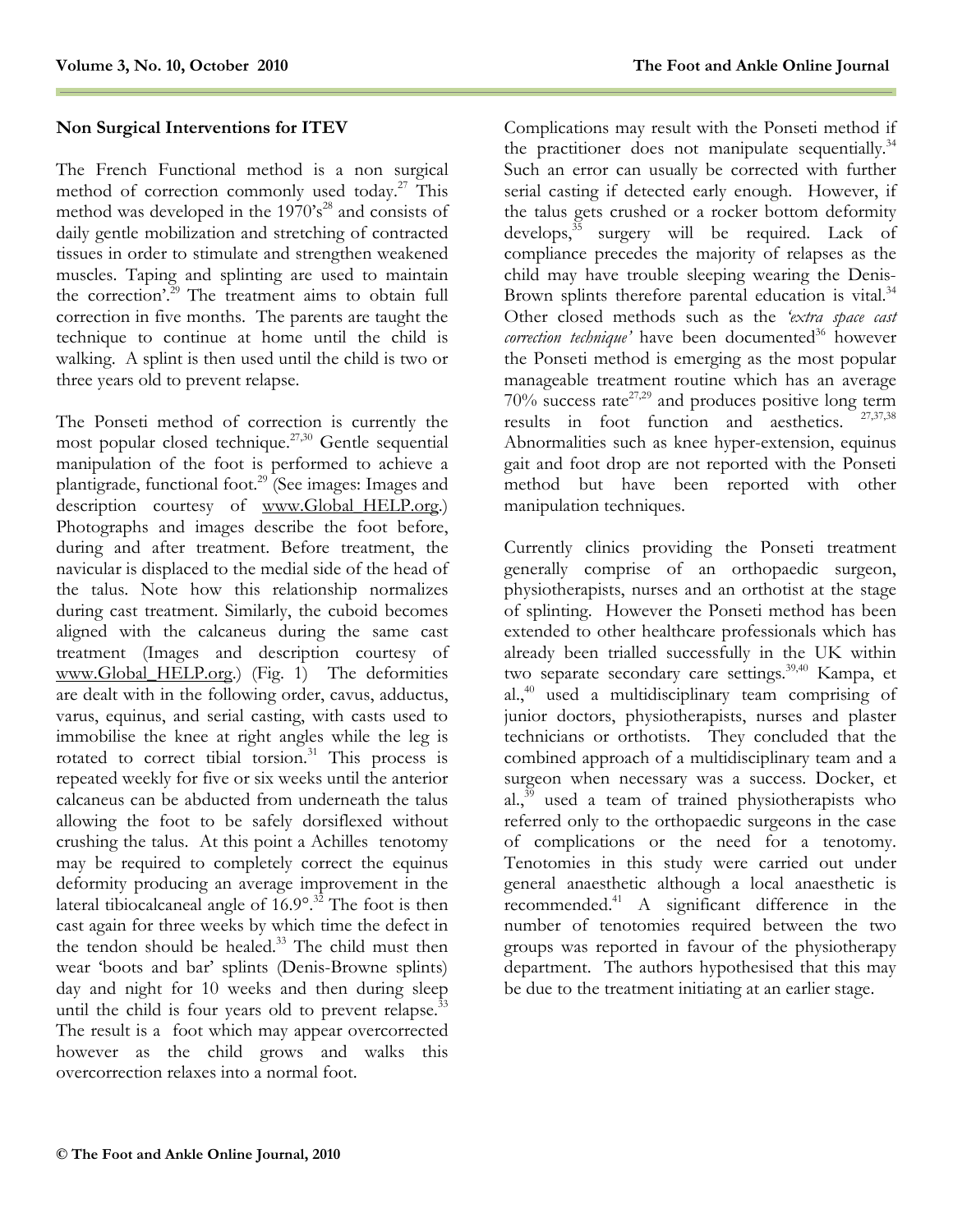## Non Surgical Interventions for ITEV

The French Functional method is a non surgical method of correction commonly used today.[27] This method was developed in the 1970's[28] and consists of daily gentle mobilization and stretching of contracted tissues in order to stimulate and strengthen weakened muscles. Taping and splinting are used to maintain the correction'.[29] The treatment aims to obtain full correction in five months. The parents are taught the technique to continue at home until the child is walking. A splint is then used until the child is two or three years old to prevent relapse.

The Ponseti method of correction is currently the most popular closed technique.[27,30] Gentle sequential manipulation of the foot is performed to achieve a plantigrade, functional foot.[29] (See images: Images and description courtesy of www.Global_HELP.org.) Photographs and images describe the foot before, during and after treatment. Before treatment, the navicular is displaced to the medial side of the head of the talus. Note how this relationship normalizes during cast treatment. Similarly, the cuboid becomes aligned with the calcaneus during the same cast treatment (Images and description courtesy of www.Global_HELP.org.) (Fig. 1) The deformities are dealt with in the following order, cavus, adductus, varus, equinus, and serial casting, with casts used to immobilise the knee at right angles while the leg is rotated to correct tibial torsion.[31] This process is repeated weekly for five or six weeks until the anterior calcaneus can be abducted from underneath the talus allowing the foot to be safely dorsiflexed without crushing the talus. At this point a Achilles tenotomy may be required to completely correct the equinus deformity producing an average improvement in the lateral tibiocalcaneal angle of 16.9°.[32] The foot is then cast again for three weeks by which time the defect in the tendon should be healed.[33] The child must then wear 'boots and bar' splints (Denis-Browne splints) day and night for 10 weeks and then during sleep until the child is four years old to prevent relapse.[33] The result is a foot which may appear overcorrected however as the child grows and walks this overcorrection relaxes into a normal foot.

Complications may result with the Ponseti method if the practitioner does not manipulate sequentially.[34] Such an error can usually be corrected with further serial casting if detected early enough. However, if the talus gets crushed or a rocker bottom deformity develops,[35] surgery will be required. Lack of compliance precedes the majority of relapses as the child may have trouble sleeping wearing the Denis-Brown splints therefore parental education is vital.[34] Other closed methods such as the *'extra space cast correction technique'* have been documented[36] however the Ponseti method is emerging as the most popular manageable treatment routine which has an average 70% success rate[27,29] and produces positive long term results in foot function and aesthetics.[27,37,38] Abnormalities such as knee hyper-extension, equinus gait and foot drop are not reported with the Ponseti method but have been reported with other manipulation techniques.

Currently clinics providing the Ponseti treatment generally comprise of an orthopaedic surgeon, physiotherapists, nurses and an orthotist at the stage of splinting. However the Ponseti method has been extended to other healthcare professionals which has already been trialled successfully in the UK within two separate secondary care settings.[39,40] Kampa, et al.,[40] used a multidisciplinary team comprising of junior doctors, physiotherapists, nurses and plaster technicians or orthotists. They concluded that the combined approach of a multidisciplinary team and a surgeon when necessary was a success. Docker, et al.,[39] used a team of trained physiotherapists who referred only to the orthopaedic surgeons in the case of complications or the need for a tenotomy. Tenotomies in this study were carried out under general anaesthetic although a local anaesthetic is recommended.[41] A significant difference in the number of tenotomies required between the two groups was reported in favour of the physiotherapy department. The authors hypothesised that this may be due to the treatment initiating at an earlier stage.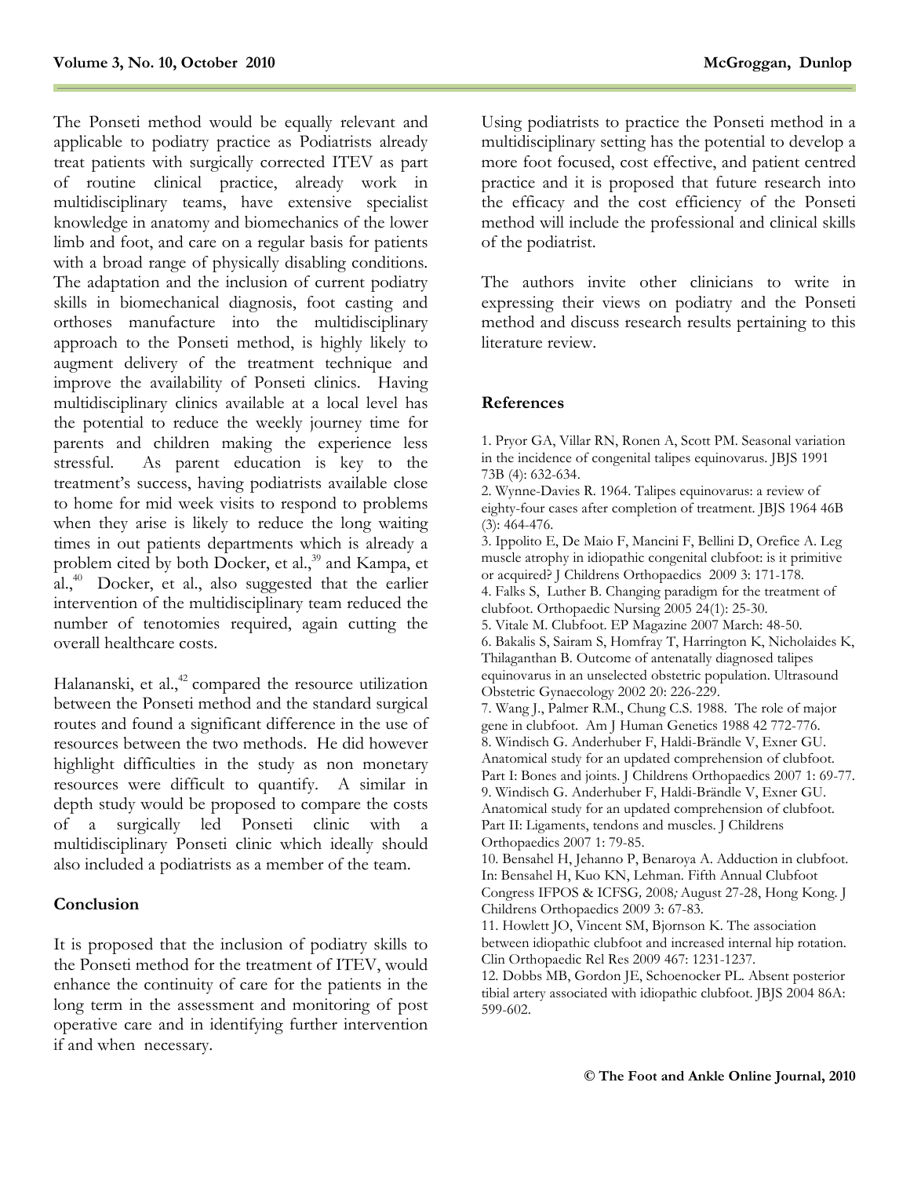The Ponseti method would be equally relevant and applicable to podiatry practice as Podiatrists already treat patients with surgically corrected ITEV as part of routine clinical practice, already work in multidisciplinary teams, have extensive specialist knowledge in anatomy and biomechanics of the lower limb and foot, and care on a regular basis for patients with a broad range of physically disabling conditions. The adaptation and the inclusion of current podiatry skills in biomechanical diagnosis, foot casting and orthoses manufacture into the multidisciplinary approach to the Ponseti method, is highly likely to augment delivery of the treatment technique and improve the availability of Ponseti clinics. Having multidisciplinary clinics available at a local level has the potential to reduce the weekly journey time for parents and children making the experience less stressful. As parent education is key to the treatment's success, having podiatrists available close to home for mid week visits to respond to problems when they arise is likely to reduce the long waiting times in out patients departments which is already a problem cited by both Docker, et al.,[39] and Kampa, et al.,[40] Docker, et al., also suggested that the earlier intervention of the multidisciplinary team reduced the number of tenotomies required, again cutting the overall healthcare costs.

Halananski, et al.,[42] compared the resource utilization between the Ponseti method and the standard surgical routes and found a significant difference in the use of resources between the two methods. He did however highlight difficulties in the study as non monetary resources were difficult to quantify. A similar in depth study would be proposed to compare the costs of a surgically led Ponseti clinic with a multidisciplinary Ponseti clinic which ideally should also included a podiatrists as a member of the team.

## Conclusion

It is proposed that the inclusion of podiatry skills to the Ponseti method for the treatment of ITEV, would enhance the continuity of care for the patients in the long term in the assessment and monitoring of post operative care and in identifying further intervention if and when necessary.

Using podiatrists to practice the Ponseti method in a multidisciplinary setting has the potential to develop a more foot focused, cost effective, and patient centred practice and it is proposed that future research into the efficacy and the cost efficiency of the Ponseti method will include the professional and clinical skills of the podiatrist.

The authors invite other clinicians to write in expressing their views on podiatry and the Ponseti method and discuss research results pertaining to this literature review.

## References

1. Pryor GA, Villar RN, Ronen A, Scott PM. Seasonal variation in the incidence of congenital talipes equinovarus. JBJS 1991 73B (4): 632-634.
2. Wynne-Davies R. 1964. Talipes equinovarus: a review of eighty-four cases after completion of treatment. JBJS 1964 46B (3): 464-476.
3. Ippolito E, De Maio F, Mancini F, Bellini D, Orefice A. Leg muscle atrophy in idiopathic congenital clubfoot: is it primitive or acquired? J Childrens Orthopaedics 2009 3: 171-178.
4. Falks S, Luther B. Changing paradigm for the treatment of clubfoot. Orthopaedic Nursing 2005 24(1): 25-30.
5. Vitale M. Clubfoot. EP Magazine 2007 March: 48-50.
6. Bakalis S, Sairam S, Homfray T, Harrington K, Nicholaides K, Thilaganthan B. Outcome of antenatally diagnosed talipes equinovarus in an unselected obstetric population. Ultrasound Obstetric Gynaecology 2002 20: 226-229.
7. Wang J., Palmer R.M., Chung C.S. 1988. The role of major gene in clubfoot. Am J Human Genetics 1988 42 772-776.
8. Windisch G. Anderhuber F, Haldi-Brändle V, Exner GU. Anatomical study for an updated comprehension of clubfoot. Part I: Bones and joints. J Childrens Orthopaedics 2007 1: 69-77.
9. Windisch G. Anderhuber F, Haldi-Brändle V, Exner GU. Anatomical study for an updated comprehension of clubfoot. Part II: Ligaments, tendons and muscles. J Childrens Orthopaedics 2007 1: 79-85.
10. Bensahel H, Jehanno P, Benaroya A. Adduction in clubfoot. In: Bensahel H, Kuo KN, Lehman. Fifth Annual Clubfoot Congress IFPOS & ICFSG*, 2008;* August 27-28, Hong Kong. J Childrens Orthopaedics 2009 3: 67-83.
11. Howlett JO, Vincent SM, Bjornson K. The association between idiopathic clubfoot and increased internal hip rotation. Clin Orthopaedic Rel Res 2009 467: 1231-1237.
12. Dobbs MB, Gordon JE, Schoenocker PL. Absent posterior tibial artery associated with idiopathic clubfoot. JBJS 2004 86A: 599-602.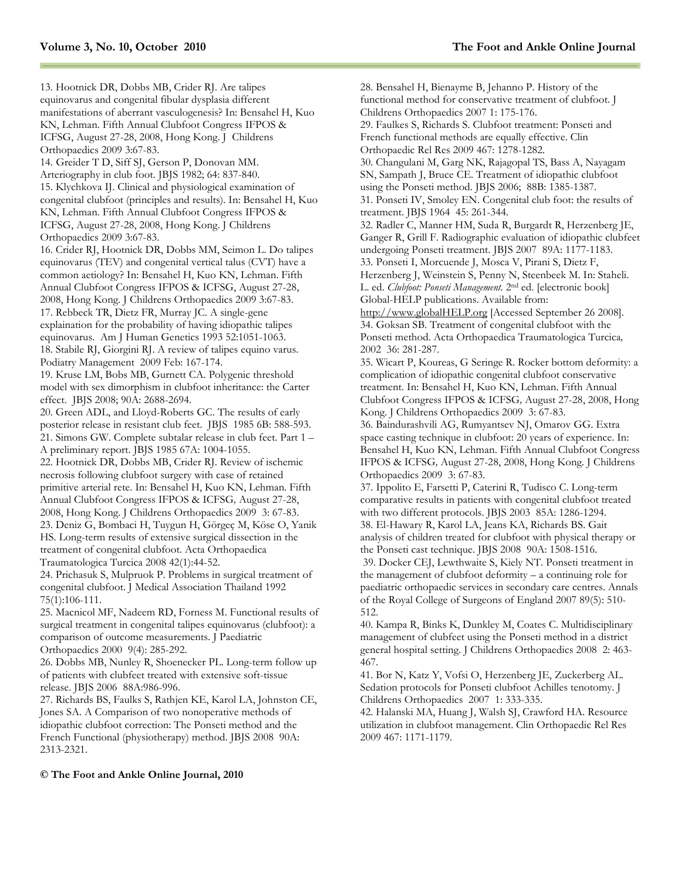13. Hootnick DR, Dobbs MB, Crider RJ. Are talipes equinovarus and congenital fibular dysplasia different manifestations of aberrant vasculogenesis? In: Bensahel H, Kuo KN, Lehman. Fifth Annual Clubfoot Congress IFPOS & ICFSG, August 27-28, 2008, Hong Kong. J Childrens Orthopaedics 2009 3:67-83.

14. Greider T D, Siff SJ, Gerson P, Donovan MM. Arteriography in club foot. JBJS 1982; 64: 837-840.

15. Klychkova IJ. Clinical and physiological examination of congenital clubfoot (principles and results). In: Bensahel H, Kuo KN, Lehman. Fifth Annual Clubfoot Congress IFPOS & ICFSG, August 27-28, 2008, Hong Kong. J Childrens Orthopaedics 2009 3:67-83.

16. Crider RJ, Hootnick DR, Dobbs MM, Seimon L. Do talipes equinovarus (TEV) and congenital vertical talus (CVT) have a common aetiology? In: Bensahel H, Kuo KN, Lehman. Fifth Annual Clubfoot Congress IFPOS & ICFSG, August 27-28, 2008, Hong Kong. J Childrens Orthopaedics 2009 3:67-83.

17. Rebbeck TR, Dietz FR, Murray JC. A single-gene explaination for the probability of having idiopathic talipes equinovarus. Am J Human Genetics 1993 52:1051-1063.

18. Stabile RJ, Giorgini RJ. A review of talipes equino varus. Podiatry Management 2009 Feb: 167-174.

19. Kruse LM, Bobs MB, Gurnett CA. Polygenic threshold model with sex dimorphism in clubfoot inheritance: the Carter effect. JBJS 2008; 90A: 2688-2694.

20. Green ADL, and Lloyd-Roberts GC. The results of early posterior release in resistant club feet. JBJS 1985 6B: 588-593.

21. Simons GW. Complete subtalar release in club feet. Part 1 – A preliminary report. JBJS 1985 67A: 1004-1055.

22. Hootnick DR, Dobbs MB, Crider RJ. Review of ischemic necrosis following clubfoot surgery with case of retained primitive arterial rete. In: Bensahel H, Kuo KN, Lehman. Fifth Annual Clubfoot Congress IFPOS & ICFSG*,* August 27-28, 2008, Hong Kong. J Childrens Orthopaedics 2009 3: 67-83.

23. Deniz G, Bombaci H, Tuygun H, Görgeç M, Köse O, Yanik HS. Long-term results of extensive surgical dissection in the treatment of congenital clubfoot. Acta Orthopaedica Traumatologica Turcica 2008 42(1):44-52.

24. Prichasuk S, Mulpruok P. Problems in surgical treatment of congenital clubfoot. J Medical Association Thailand 1992 75(1):106-111.

25. Macnicol MF, Nadeem RD, Forness M. Functional results of surgical treatment in congenital talipes equinovarus (clubfoot): a comparison of outcome measurements. J Paediatric Orthopaedics 2000 9(4): 285-292.

26. Dobbs MB, Nunley R, Shoenecker PL. Long-term follow up of patients with clubfeet treated with extensive soft-tissue release. JBJS 2006 88A:986-996.

27. Richards BS, Faulks S, Rathjen KE, Karol LA, Johnston CE, Jones SA. A Comparison of two nonoperative methods of idiopathic clubfoot correction: The Ponseti method and the French Functional (physiotherapy) method. JBJS 2008 90A: 2313-2321.

28. Bensahel H, Bienayme B, Jehanno P. History of the functional method for conservative treatment of clubfoot. J Childrens Orthopaedics 2007 1: 175-176.

29. Faulkes S, Richards S. Clubfoot treatment: Ponseti and French functional methods are equally effective. Clin Orthopaedic Rel Res 2009 467: 1278-1282.

30. Changulani M, Garg NK, Rajagopal TS, Bass A, Nayagam SN, Sampath J, Bruce CE. Treatment of idiopathic clubfoot using the Ponseti method. JBJS 2006; 88B: 1385-1387.

31. Ponseti IV, Smoley EN. Congenital club foot: the results of treatment. JBJS 1964 45: 261-344.

32. Radler C, Manner HM, Suda R, Burgardt R, Herzenberg JE, Ganger R, Grill F. Radiographic evaluation of idiopathic clubfeet undergoing Ponseti treatment. JBJS 2007 89A: 1177-1183.

33. Ponseti I, Morcuende J, Mosca V, Pirani S, Dietz F, Herzenberg J, Weinstein S, Penny N, Steenbeek M. In: Staheli. L. ed. *Clubfoot: Ponseti Management.* 2nd ed. [electronic book] Global-HELP publications. Available from: http://www.globalHELP.org [Accessed September 26 2008].

34. Goksan SB. Treatment of congenital clubfoot with the Ponseti method. Acta Orthopaedica Traumatologica Turcica*,* 2002 36: 281-287.

35. Wicart P, Koureas, G Seringe R. Rocker bottom deformity: a complication of idiopathic congenital clubfoot conservative treatment. In: Bensahel H, Kuo KN, Lehman. Fifth Annual Clubfoot Congress IFPOS & ICFSG*,* August 27-28, 2008, Hong Kong. J Childrens Orthopaedics 2009 3: 67-83.

36. Baindurashvili AG, Rumyantsev NJ, Omarov GG. Extra space casting technique in clubfoot: 20 years of experience. In: Bensahel H, Kuo KN, Lehman. Fifth Annual Clubfoot Congress IFPOS & ICFSG*,* August 27-28, 2008, Hong Kong. J Childrens Orthopaedics 2009 3: 67-83.

37. Ippolito E, Farsetti P, Caterini R, Tudisco C. Long-term comparative results in patients with congenital clubfoot treated with two different protocols. JBJS 2003 85A: 1286-1294.

38. El-Hawary R, Karol LA, Jeans KA, Richards BS. Gait analysis of children treated for clubfoot with physical therapy or the Ponseti cast technique. JBJS 2008 90A: 1508-1516.

39. Docker CEJ, Lewthwaite S, Kiely NT. Ponseti treatment in the management of clubfoot deformity – a continuing role for paediatric orthopaedic services in secondary care centres. Annals of the Royal College of Surgeons of England 2007 89(5): 510-512.

40. Kampa R, Binks K, Dunkley M, Coates C. Multidisciplinary management of clubfeet using the Ponseti method in a district general hospital setting. J Childrens Orthopaedics 2008 2: 463-467.

41. Bor N, Katz Y, Vofsi O, Herzenberg JE, Zuckerberg AL. Sedation protocols for Ponseti clubfoot Achilles tenotomy. J Childrens Orthopaedics 2007 1: 333-335.

42. Halanski MA, Huang J, Walsh SJ, Crawford HA. Resource utilization in clubfoot management. Clin Orthopaedic Rel Res 2009 467: 1171-1179.

**© The Foot and Ankle Online Journal, 2010**